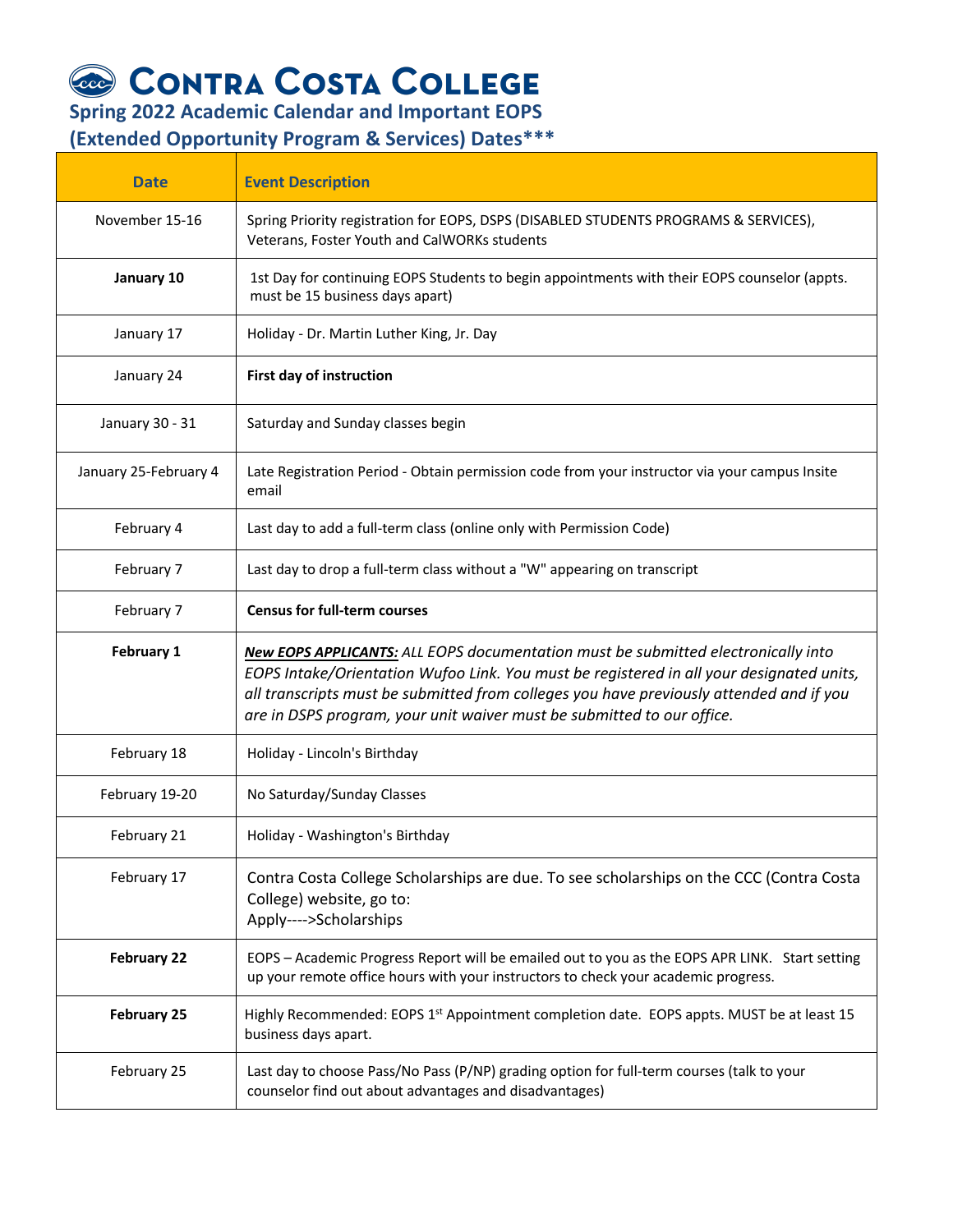# CONTRA COSTA COLLEGE

## Spring 2022 Academic Calendar and Important EOPS (Extended Opportunity Program & Services) Dates***

| Date | Event Description |
|---|---|
| November 15-16 | Spring Priority registration for EOPS, DSPS (DISABLED STUDENTS PROGRAMS & SERVICES), Veterans, Foster Youth and CalWORKs students |
| **January 10** | 1st Day for continuing EOPS Students to begin appointments with their EOPS counselor (appts. must be 15 business days apart) |
| January 17 | Holiday - Dr. Martin Luther King, Jr. Day |
| January 24 | **First day of instruction** |
| January 30 - 31 | Saturday and Sunday classes begin |
| January 25-February 4 | Late Registration Period - Obtain permission code from your instructor via your campus Insite email |
| February 4 | Last day to add a full-term class (online only with Permission Code) |
| February 7 | Last day to drop a full-term class without a "W" appearing on transcript |
| February 7 | **Census for full-term courses** |
| **February 1** | ***New EOPS APPLICANTS:*** *ALL EOPS documentation must be submitted electronically into EOPS Intake/Orientation Wufoo Link. You must be registered in all your designated units, all transcripts must be submitted from colleges you have previously attended and if you are in DSPS program, your unit waiver must be submitted to our office.* |
| February 18 | Holiday - Lincoln's Birthday |
| February 19-20 | No Saturday/Sunday Classes |
| February 21 | Holiday - Washington's Birthday |
| February 17 | Contra Costa College Scholarships are due. To see scholarships on the CCC (Contra Costa College) website, go to: Apply---->Scholarships |
| **February 22** | EOPS – Academic Progress Report will be emailed out to you as the EOPS APR LINK. Start setting up your remote office hours with your instructors to check your academic progress. |
| **February 25** | Highly Recommended: EOPS 1st Appointment completion date. EOPS appts. MUST be at least 15 business days apart. |
| February 25 | Last day to choose Pass/No Pass (P/NP) grading option for full-term courses (talk to your counselor find out about advantages and disadvantages) |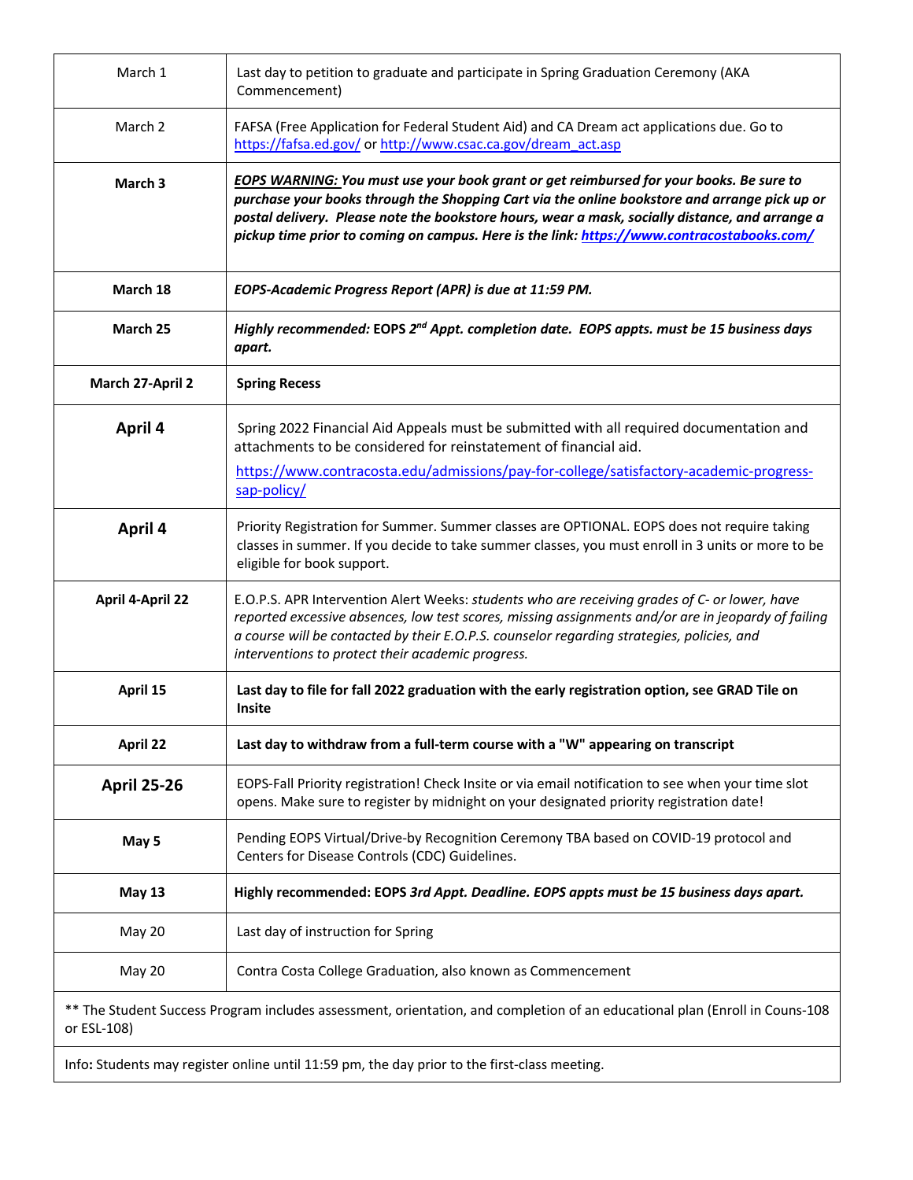| | |
|---|---|
| March 1 | Last day to petition to graduate and participate in Spring Graduation Ceremony (AKA Commencement) |
| March 2 | FAFSA (Free Application for Federal Student Aid) and CA Dream act applications due. Go to https://fafsa.ed.gov/ or http://www.csac.ca.gov/dream_act.asp |
| **March 3** | ***EOPS WARNING:** You must use your book grant or get reimbursed for your books. Be sure to purchase your books through the Shopping Cart via the online bookstore and arrange pick up or postal delivery. Please note the bookstore hours, wear a mask, socially distance, and arrange a pickup time prior to coming on campus. Here is the link: https://www.contracostabooks.com/* |
| **March 18** | ***EOPS-Academic Progress Report (APR) is due at 11:59 PM.*** |
| **March 25** | ***Highly recommended:* EOPS *2nd Appt. completion date. EOPS appts. must be 15 business days apart.*** |
| **March 27-April 2** | **Spring Recess** |
| **April 4** | Spring 2022 Financial Aid Appeals must be submitted with all required documentation and attachments to be considered for reinstatement of financial aid. https://www.contracosta.edu/admissions/pay-for-college/satisfactory-academic-progress-sap-policy/ |
| **April 4** | Priority Registration for Summer. Summer classes are OPTIONAL. EOPS does not require taking classes in summer. If you decide to take summer classes, you must enroll in 3 units or more to be eligible for book support. |
| **April 4-April 22** | E.O.P.S. APR Intervention Alert Weeks: *students who are receiving grades of C- or lower, have reported excessive absences, low test scores, missing assignments and/or are in jeopardy of failing a course will be contacted by their E.O.P.S. counselor regarding strategies, policies, and interventions to protect their academic progress.* |
| **April 15** | **Last day to file for fall 2022 graduation with the early registration option, see GRAD Tile on Insite** |
| **April 22** | **Last day to withdraw from a full-term course with a "W" appearing on transcript** |
| **April 25-26** | EOPS-Fall Priority registration! Check Insite or via email notification to see when your time slot opens. Make sure to register by midnight on your designated priority registration date! |
| **May 5** | Pending EOPS Virtual/Drive-by Recognition Ceremony TBA based on COVID-19 protocol and Centers for Disease Controls (CDC) Guidelines. |
| **May 13** | **Highly recommended: EOPS *3rd Appt. Deadline. EOPS appts must be 15 business days apart.*** |
| May 20 | Last day of instruction for Spring |
| May 20 | Contra Costa College Graduation, also known as Commencement |

** The Student Success Program includes assessment, orientation, and completion of an educational plan (Enroll in Couns-108 or ESL-108)

Info**:** Students may register online until 11:59 pm, the day prior to the first-class meeting.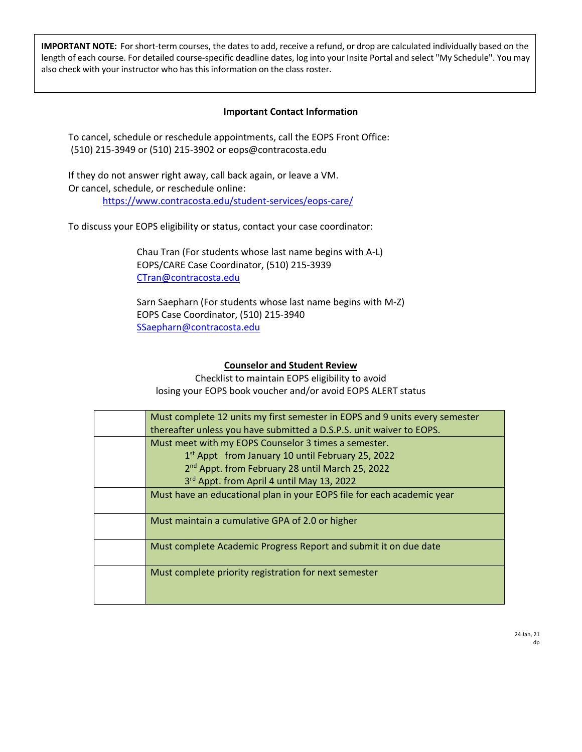**IMPORTANT NOTE:** For short-term courses, the dates to add, receive a refund, or drop are calculated individually based on the length of each course. For detailed course-specific deadline dates, log into your Insite Portal and select "My Schedule". You may also check with your instructor who has this information on the class roster.

**Important Contact Information**

To cancel, schedule or reschedule appointments, call the EOPS Front Office:
(510) 215-3949 or (510) 215-3902 or eops@contracosta.edu

If they do not answer right away, call back again, or leave a VM.
Or cancel, schedule, or reschedule online:
[https://www.contracosta.edu/student-services/eops-care/](https://www.contracosta.edu/student-services/eops-care/)

To discuss your EOPS eligibility or status, contact your case coordinator:

Chau Tran (For students whose last name begins with A-L)
EOPS/CARE Case Coordinator, (510) 215-3939
[CTran@contracosta.edu](mailto:CTran@contracosta.edu)

Sarn Saepharn (For students whose last name begins with M-Z)
EOPS Case Coordinator, (510) 215-3940
[SSaepharn@contracosta.edu](mailto:SSaepharn@contracosta.edu)

**Counselor and Student Review**

Checklist to maintain EOPS eligibility to avoid
losing your EOPS book voucher and/or avoid EOPS ALERT status

| | |
|---|---|
| | Must complete 12 units my first semester in EOPS and 9 units every semester thereafter unless you have submitted a D.S.P.S. unit waiver to EOPS. |
| | Must meet with my EOPS Counselor 3 times a semester.<br>1st Appt from January 10 until February 25, 2022<br>2nd Appt. from February 28 until March 25, 2022<br>3rd Appt. from April 4 until May 13, 2022 |
| | Must have an educational plan in your EOPS file for each academic year |
| | Must maintain a cumulative GPA of 2.0 or higher |
| | Must complete Academic Progress Report and submit it on due date |
| | Must complete priority registration for next semester |

24 Jan, 21
dp